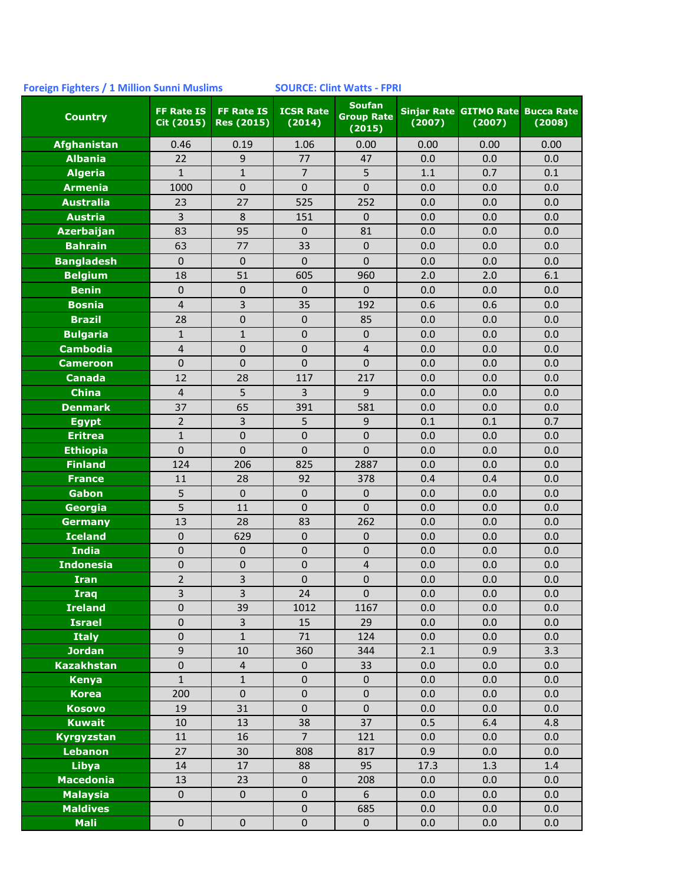Foreign Fighters / 1 Million Sunni Muslims SOURCE: Clint Watts - FPRI

| Country | FF Rate IS Cit (2015) | FF Rate IS Res (2015) | ICSR Rate (2014) | Soufan Group Rate (2015) | Sinjar Rate (2007) | GITMO Rate (2007) | Bucca Rate (2008) |
|---|---|---|---|---|---|---|---|
| Afghanistan | 0.46 | 0.19 | 1.06 | 0.00 | 0.00 | 0.00 | 0.00 |
| Albania | 22 | 9 | 77 | 47 | 0.0 | 0.0 | 0.0 |
| Algeria | 1 | 1 | 7 | 5 | 1.1 | 0.7 | 0.1 |
| Armenia | 1000 | 0 | 0 | 0 | 0.0 | 0.0 | 0.0 |
| Australia | 23 | 27 | 525 | 252 | 0.0 | 0.0 | 0.0 |
| Austria | 3 | 8 | 151 | 0 | 0.0 | 0.0 | 0.0 |
| Azerbaijan | 83 | 95 | 0 | 81 | 0.0 | 0.0 | 0.0 |
| Bahrain | 63 | 77 | 33 | 0 | 0.0 | 0.0 | 0.0 |
| Bangladesh | 0 | 0 | 0 | 0 | 0.0 | 0.0 | 0.0 |
| Belgium | 18 | 51 | 605 | 960 | 2.0 | 2.0 | 6.1 |
| Benin | 0 | 0 | 0 | 0 | 0.0 | 0.0 | 0.0 |
| Bosnia | 4 | 3 | 35 | 192 | 0.6 | 0.6 | 0.0 |
| Brazil | 28 | 0 | 0 | 85 | 0.0 | 0.0 | 0.0 |
| Bulgaria | 1 | 1 | 0 | 0 | 0.0 | 0.0 | 0.0 |
| Cambodia | 4 | 0 | 0 | 4 | 0.0 | 0.0 | 0.0 |
| Cameroon | 0 | 0 | 0 | 0 | 0.0 | 0.0 | 0.0 |
| Canada | 12 | 28 | 117 | 217 | 0.0 | 0.0 | 0.0 |
| China | 4 | 5 | 3 | 9 | 0.0 | 0.0 | 0.0 |
| Denmark | 37 | 65 | 391 | 581 | 0.0 | 0.0 | 0.0 |
| Egypt | 2 | 3 | 5 | 9 | 0.1 | 0.1 | 0.7 |
| Eritrea | 1 | 0 | 0 | 0 | 0.0 | 0.0 | 0.0 |
| Ethiopia | 0 | 0 | 0 | 0 | 0.0 | 0.0 | 0.0 |
| Finland | 124 | 206 | 825 | 2887 | 0.0 | 0.0 | 0.0 |
| France | 11 | 28 | 92 | 378 | 0.4 | 0.4 | 0.0 |
| Gabon | 5 | 0 | 0 | 0 | 0.0 | 0.0 | 0.0 |
| Georgia | 5 | 11 | 0 | 0 | 0.0 | 0.0 | 0.0 |
| Germany | 13 | 28 | 83 | 262 | 0.0 | 0.0 | 0.0 |
| Iceland | 0 | 629 | 0 | 0 | 0.0 | 0.0 | 0.0 |
| India | 0 | 0 | 0 | 0 | 0.0 | 0.0 | 0.0 |
| Indonesia | 0 | 0 | 0 | 4 | 0.0 | 0.0 | 0.0 |
| Iran | 2 | 3 | 0 | 0 | 0.0 | 0.0 | 0.0 |
| Iraq | 3 | 3 | 24 | 0 | 0.0 | 0.0 | 0.0 |
| Ireland | 0 | 39 | 1012 | 1167 | 0.0 | 0.0 | 0.0 |
| Israel | 0 | 3 | 15 | 29 | 0.0 | 0.0 | 0.0 |
| Italy | 0 | 1 | 71 | 124 | 0.0 | 0.0 | 0.0 |
| Jordan | 9 | 10 | 360 | 344 | 2.1 | 0.9 | 3.3 |
| Kazakhstan | 0 | 4 | 0 | 33 | 0.0 | 0.0 | 0.0 |
| Kenya | 1 | 1 | 0 | 0 | 0.0 | 0.0 | 0.0 |
| Korea | 200 | 0 | 0 | 0 | 0.0 | 0.0 | 0.0 |
| Kosovo | 19 | 31 | 0 | 0 | 0.0 | 0.0 | 0.0 |
| Kuwait | 10 | 13 | 38 | 37 | 0.5 | 6.4 | 4.8 |
| Kyrgyzstan | 11 | 16 | 7 | 121 | 0.0 | 0.0 | 0.0 |
| Lebanon | 27 | 30 | 808 | 817 | 0.9 | 0.0 | 0.0 |
| Libya | 14 | 17 | 88 | 95 | 17.3 | 1.3 | 1.4 |
| Macedonia | 13 | 23 | 0 | 208 | 0.0 | 0.0 | 0.0 |
| Malaysia | 0 | 0 | 0 | 6 | 0.0 | 0.0 | 0.0 |
| Maldives | | | 0 | 685 | 0.0 | 0.0 | 0.0 |
| Mali | 0 | 0 | 0 | 0 | 0.0 | 0.0 | 0.0 |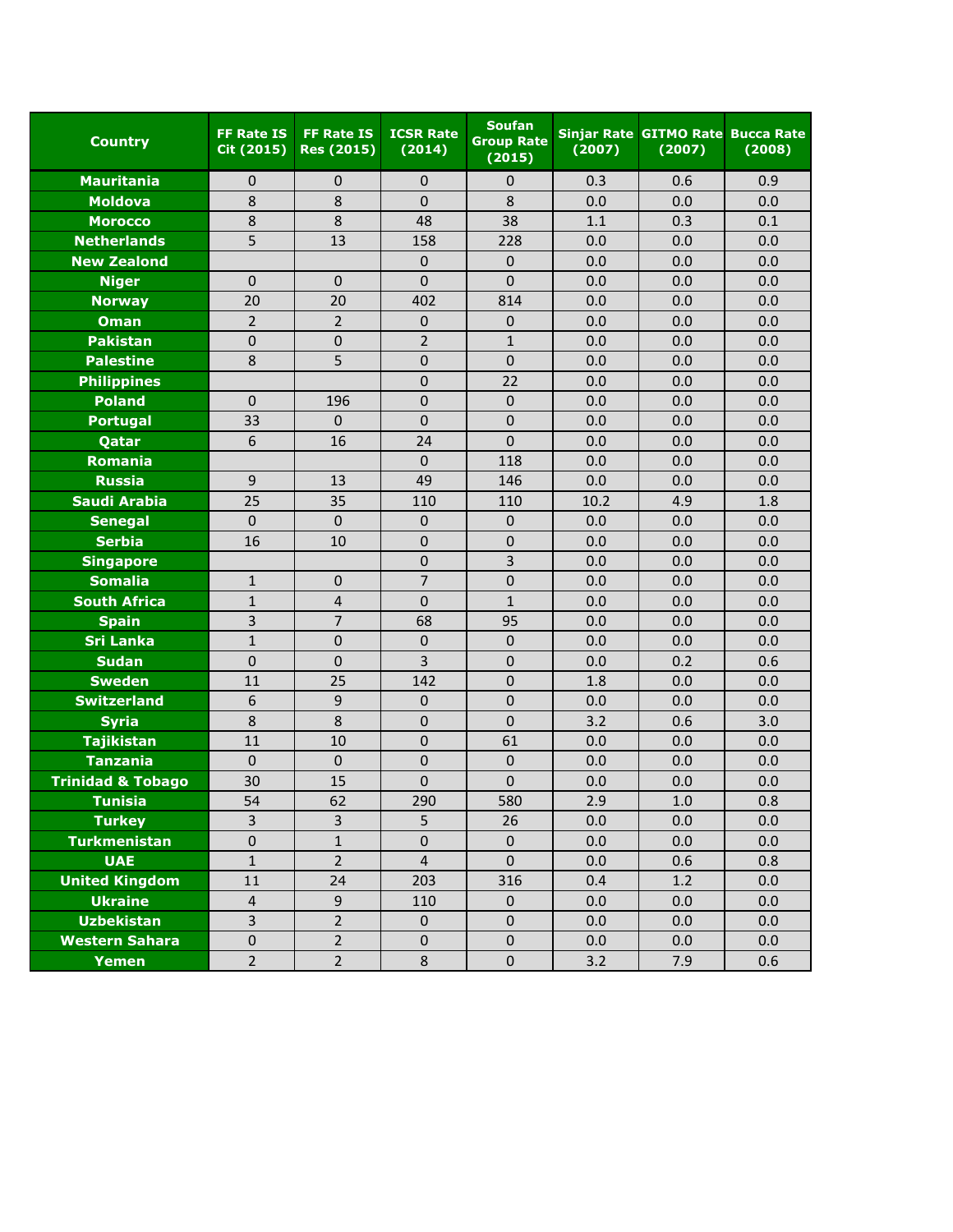| Country | FF Rate IS Cit (2015) | FF Rate IS Res (2015) | ICSR Rate (2014) | Soufan Group Rate (2015) | Sinjar Rate (2007) | GITMO Rate (2007) | Bucca Rate (2008) |
|---|---|---|---|---|---|---|---|
| Mauritania | 0 | 0 | 0 | 0 | 0.3 | 0.6 | 0.9 |
| Moldova | 8 | 8 | 0 | 8 | 0.0 | 0.0 | 0.0 |
| Morocco | 8 | 8 | 48 | 38 | 1.1 | 0.3 | 0.1 |
| Netherlands | 5 | 13 | 158 | 228 | 0.0 | 0.0 | 0.0 |
| New Zealond | | | 0 | 0 | 0.0 | 0.0 | 0.0 |
| Niger | 0 | 0 | 0 | 0 | 0.0 | 0.0 | 0.0 |
| Norway | 20 | 20 | 402 | 814 | 0.0 | 0.0 | 0.0 |
| Oman | 2 | 2 | 0 | 0 | 0.0 | 0.0 | 0.0 |
| Pakistan | 0 | 0 | 2 | 1 | 0.0 | 0.0 | 0.0 |
| Palestine | 8 | 5 | 0 | 0 | 0.0 | 0.0 | 0.0 |
| Philippines | | | 0 | 22 | 0.0 | 0.0 | 0.0 |
| Poland | 0 | 196 | 0 | 0 | 0.0 | 0.0 | 0.0 |
| Portugal | 33 | 0 | 0 | 0 | 0.0 | 0.0 | 0.0 |
| Qatar | 6 | 16 | 24 | 0 | 0.0 | 0.0 | 0.0 |
| Romania | | | 0 | 118 | 0.0 | 0.0 | 0.0 |
| Russia | 9 | 13 | 49 | 146 | 0.0 | 0.0 | 0.0 |
| Saudi Arabia | 25 | 35 | 110 | 110 | 10.2 | 4.9 | 1.8 |
| Senegal | 0 | 0 | 0 | 0 | 0.0 | 0.0 | 0.0 |
| Serbia | 16 | 10 | 0 | 0 | 0.0 | 0.0 | 0.0 |
| Singapore | | | 0 | 3 | 0.0 | 0.0 | 0.0 |
| Somalia | 1 | 0 | 7 | 0 | 0.0 | 0.0 | 0.0 |
| South Africa | 1 | 4 | 0 | 1 | 0.0 | 0.0 | 0.0 |
| Spain | 3 | 7 | 68 | 95 | 0.0 | 0.0 | 0.0 |
| Sri Lanka | 1 | 0 | 0 | 0 | 0.0 | 0.0 | 0.0 |
| Sudan | 0 | 0 | 3 | 0 | 0.0 | 0.2 | 0.6 |
| Sweden | 11 | 25 | 142 | 0 | 1.8 | 0.0 | 0.0 |
| Switzerland | 6 | 9 | 0 | 0 | 0.0 | 0.0 | 0.0 |
| Syria | 8 | 8 | 0 | 0 | 3.2 | 0.6 | 3.0 |
| Tajikistan | 11 | 10 | 0 | 61 | 0.0 | 0.0 | 0.0 |
| Tanzania | 0 | 0 | 0 | 0 | 0.0 | 0.0 | 0.0 |
| Trinidad & Tobago | 30 | 15 | 0 | 0 | 0.0 | 0.0 | 0.0 |
| Tunisia | 54 | 62 | 290 | 580 | 2.9 | 1.0 | 0.8 |
| Turkey | 3 | 3 | 5 | 26 | 0.0 | 0.0 | 0.0 |
| Turkmenistan | 0 | 1 | 0 | 0 | 0.0 | 0.0 | 0.0 |
| UAE | 1 | 2 | 4 | 0 | 0.0 | 0.6 | 0.8 |
| United Kingdom | 11 | 24 | 203 | 316 | 0.4 | 1.2 | 0.0 |
| Ukraine | 4 | 9 | 110 | 0 | 0.0 | 0.0 | 0.0 |
| Uzbekistan | 3 | 2 | 0 | 0 | 0.0 | 0.0 | 0.0 |
| Western Sahara | 0 | 2 | 0 | 0 | 0.0 | 0.0 | 0.0 |
| Yemen | 2 | 2 | 8 | 0 | 3.2 | 7.9 | 0.6 |